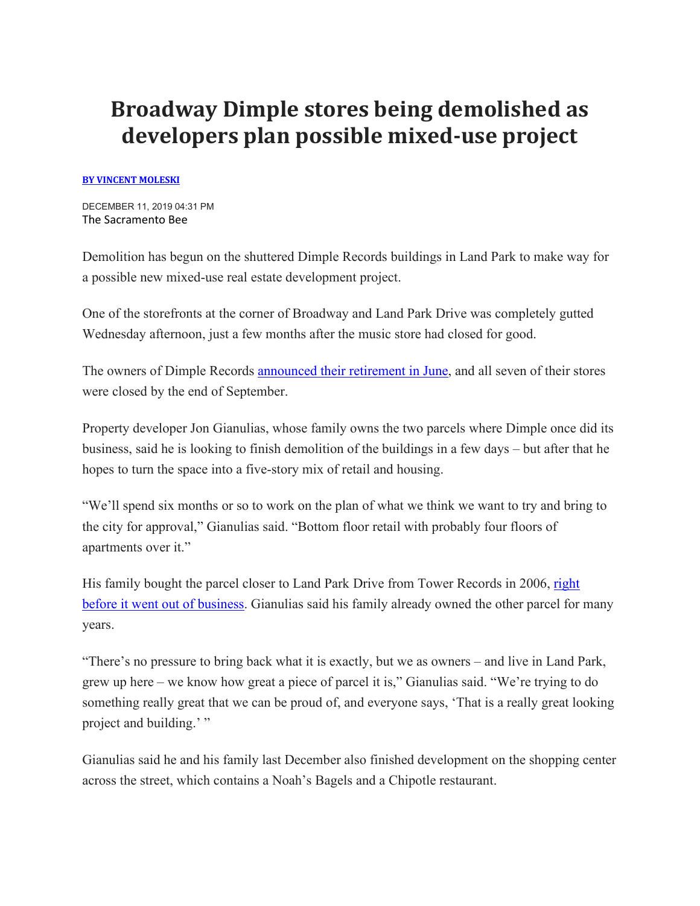# Broadway Dimple stores being demolished as developers plan possible mixed-use project

**BY VINCENT MOLESKI**

DECEMBER 11, 2019 04:31 PM
The Sacramento Bee

Demolition has begun on the shuttered Dimple Records buildings in Land Park to make way for a possible new mixed-use real estate development project.

One of the storefronts at the corner of Broadway and Land Park Drive was completely gutted Wednesday afternoon, just a few months after the music store had closed for good.

The owners of Dimple Records announced their retirement in June, and all seven of their stores were closed by the end of September.

Property developer Jon Gianulias, whose family owns the two parcels where Dimple once did its business, said he is looking to finish demolition of the buildings in a few days – but after that he hopes to turn the space into a five-story mix of retail and housing.

"We'll spend six months or so to work on the plan of what we think we want to try and bring to the city for approval," Gianulias said. "Bottom floor retail with probably four floors of apartments over it."

His family bought the parcel closer to Land Park Drive from Tower Records in 2006, right before it went out of business. Gianulias said his family already owned the other parcel for many years.

"There's no pressure to bring back what it is exactly, but we as owners – and live in Land Park, grew up here – we know how great a piece of parcel it is," Gianulias said. "We're trying to do something really great that we can be proud of, and everyone says, 'That is a really great looking project and building.' "

Gianulias said he and his family last December also finished development on the shopping center across the street, which contains a Noah's Bagels and a Chipotle restaurant.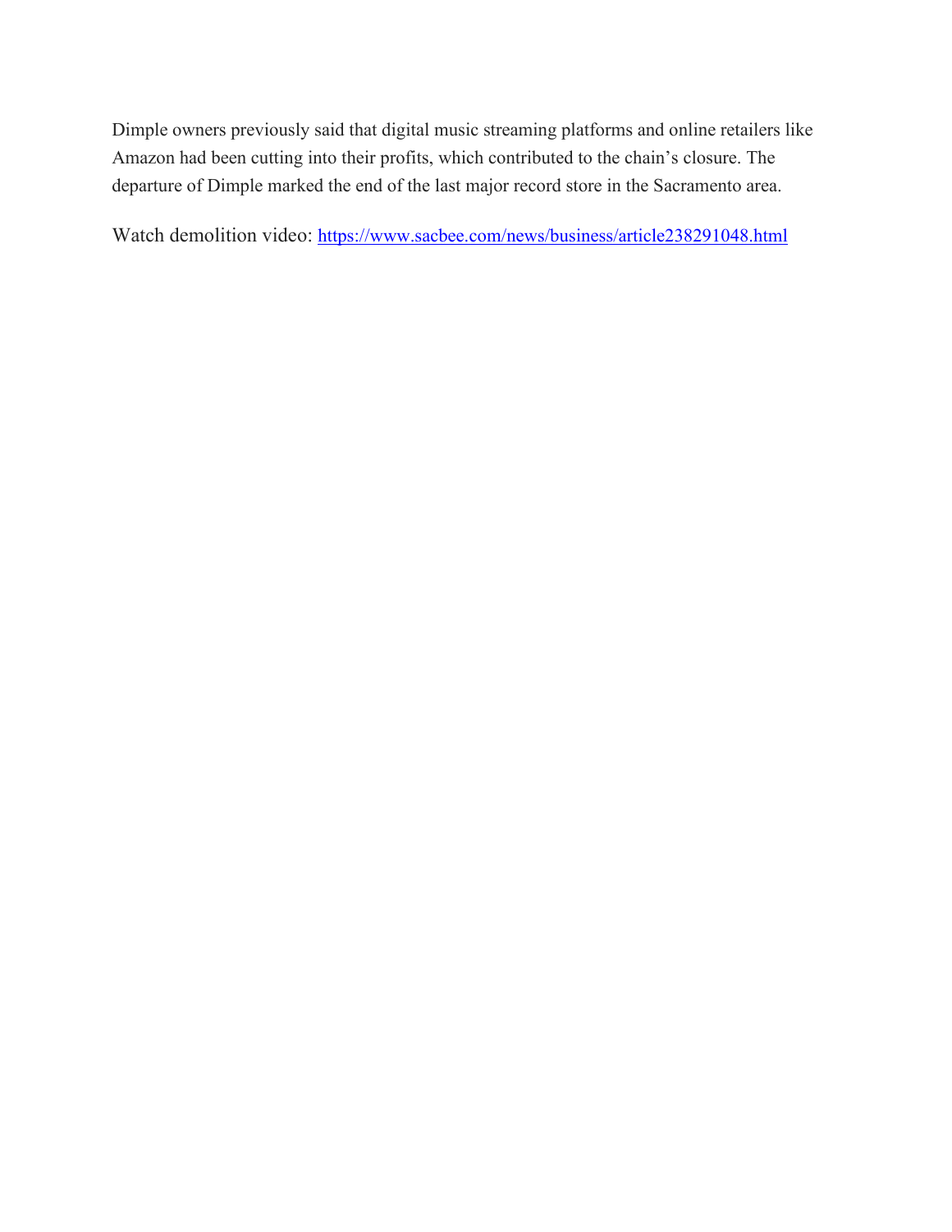Dimple owners previously said that digital music streaming platforms and online retailers like Amazon had been cutting into their profits, which contributed to the chain's closure. The departure of Dimple marked the end of the last major record store in the Sacramento area.

Watch demolition video: [https://www.sacbee.com/news/business/article238291048.html](https://www.sacbee.com/news/business/article238291048.html)